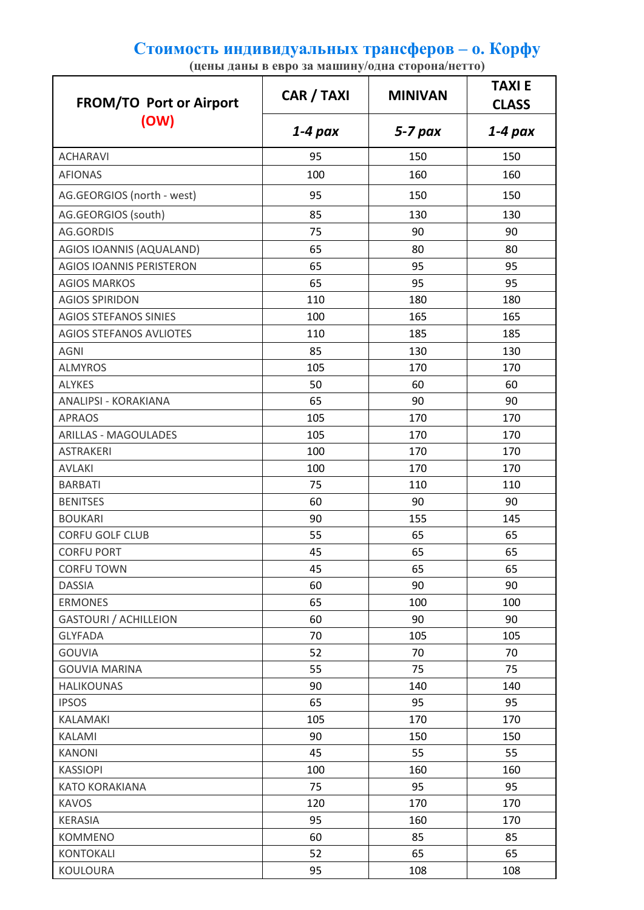# Стоимость индивидуальных трансферов – о. Корфу

**(цены даны в евро за машину/одна сторона/нетто)**

| FROM/TO Port or Airport (OW) | CAR / TAXI | MINIVAN | TAXI E CLASS |
|---|---|---|---|
| | *1-4 pax* | *5-7 pax* | *1-4 pax* |
| ACHARAVI | 95 | 150 | 150 |
| AFIONAS | 100 | 160 | 160 |
| AG.GEORGIOS (north - west) | 95 | 150 | 150 |
| AG.GEORGIOS (south) | 85 | 130 | 130 |
| AG.GORDIS | 75 | 90 | 90 |
| AGIOS IOANNIS (AQUALAND) | 65 | 80 | 80 |
| AGIOS IOANNIS PERISTERON | 65 | 95 | 95 |
| AGIOS MARKOS | 65 | 95 | 95 |
| AGIOS SPIRIDON | 110 | 180 | 180 |
| AGIOS STEFANOS SINIES | 100 | 165 | 165 |
| AGIOS STEFANOS AVLIOTES | 110 | 185 | 185 |
| AGNI | 85 | 130 | 130 |
| ALMYROS | 105 | 170 | 170 |
| ALYKES | 50 | 60 | 60 |
| ANALIPSI - KORAKIANA | 65 | 90 | 90 |
| APRAOS | 105 | 170 | 170 |
| ARILLAS - MAGOULADES | 105 | 170 | 170 |
| ASTRAKERI | 100 | 170 | 170 |
| AVLAKI | 100 | 170 | 170 |
| BARBATI | 75 | 110 | 110 |
| BENITSES | 60 | 90 | 90 |
| BOUKARI | 90 | 155 | 145 |
| CORFU GOLF CLUB | 55 | 65 | 65 |
| CORFU PORT | 45 | 65 | 65 |
| CORFU TOWN | 45 | 65 | 65 |
| DASSIA | 60 | 90 | 90 |
| ERMONES | 65 | 100 | 100 |
| GASTOURI / ACHILLEION | 60 | 90 | 90 |
| GLYFADA | 70 | 105 | 105 |
| GOUVIA | 52 | 70 | 70 |
| GOUVIA MARINA | 55 | 75 | 75 |
| HALIKOUNAS | 90 | 140 | 140 |
| IPSOS | 65 | 95 | 95 |
| KALAMAKI | 105 | 170 | 170 |
| KALAMI | 90 | 150 | 150 |
| KANONI | 45 | 55 | 55 |
| KASSIOPI | 100 | 160 | 160 |
| KATO KORAKIANA | 75 | 95 | 95 |
| KAVOS | 120 | 170 | 170 |
| KERASIA | 95 | 160 | 170 |
| KOMMENO | 60 | 85 | 85 |
| KONTOKALI | 52 | 65 | 65 |
| KOULOURA | 95 | 108 | 108 |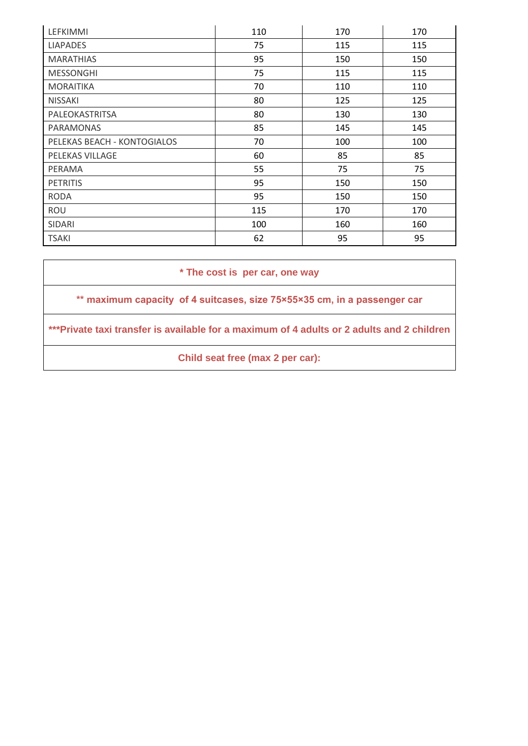| | | | |
|---|---|---|---|
| LEFKIMMI | 110 | 170 | 170 |
| LIAPADES | 75 | 115 | 115 |
| MARATHIAS | 95 | 150 | 150 |
| MESSONGHI | 75 | 115 | 115 |
| MORAITIKA | 70 | 110 | 110 |
| NISSAKI | 80 | 125 | 125 |
| PALEOKASTRITSA | 80 | 130 | 130 |
| PARAMONAS | 85 | 145 | 145 |
| PELEKAS BEACH - KONTOGIALOS | 70 | 100 | 100 |
| PELEKAS VILLAGE | 60 | 85 | 85 |
| PERAMA | 55 | 75 | 75 |
| PETRITIS | 95 | 150 | 150 |
| RODA | 95 | 150 | 150 |
| ROU | 115 | 170 | 170 |
| SIDARI | 100 | 160 | 160 |
| TSAKI | 62 | 95 | 95 |

**\* The cost is per car, one way**

**\*\* maximum capacity of 4 suitcases, size 75×55×35 cm, in a passenger car**

**\*\*\*Private taxi transfer is available for a maximum of 4 adults or 2 adults and 2 children**

**Child seat free (max 2 per car):**